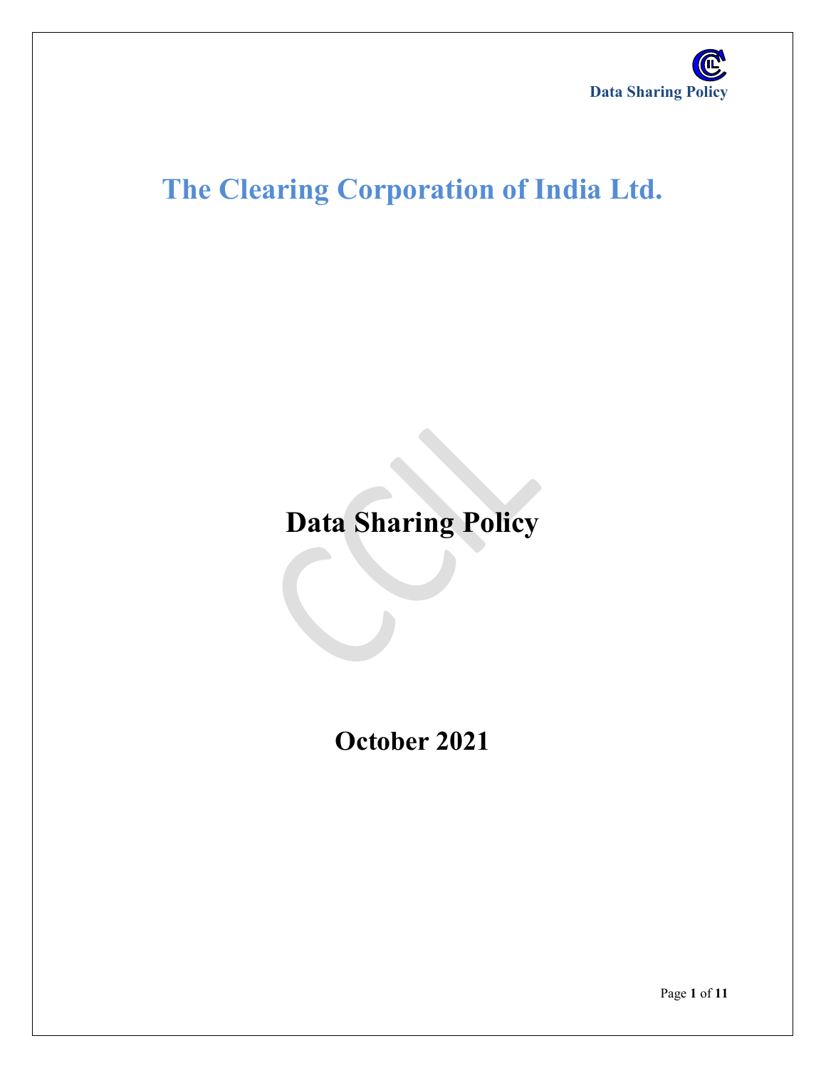# The Clearing Corporation of India Ltd.

# Data Sharing Policy

## October 2021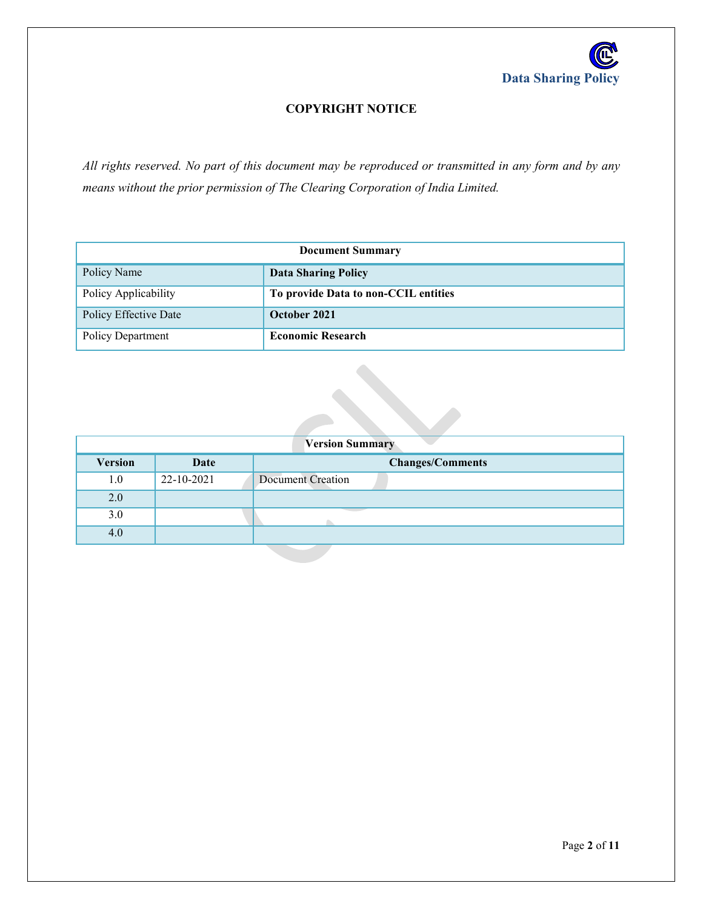## COPYRIGHT NOTICE

*All rights reserved. No part of this document may be reproduced or transmitted in any form and by any means without the prior permission of The Clearing Corporation of India Limited.*

| Document Summary | |
|---|---|
| Policy Name | **Data Sharing Policy** |
| Policy Applicability | **To provide Data to non-CCIL entities** |
| Policy Effective Date | **October 2021** |
| Policy Department | **Economic Research** |

| Version Summary | | |
|---|---|---|
| **Version** | **Date** | **Changes/Comments** |
| 1.0 | 22-10-2021 | Document Creation |
| 2.0 | | |
| 3.0 | | |
| 4.0 | | |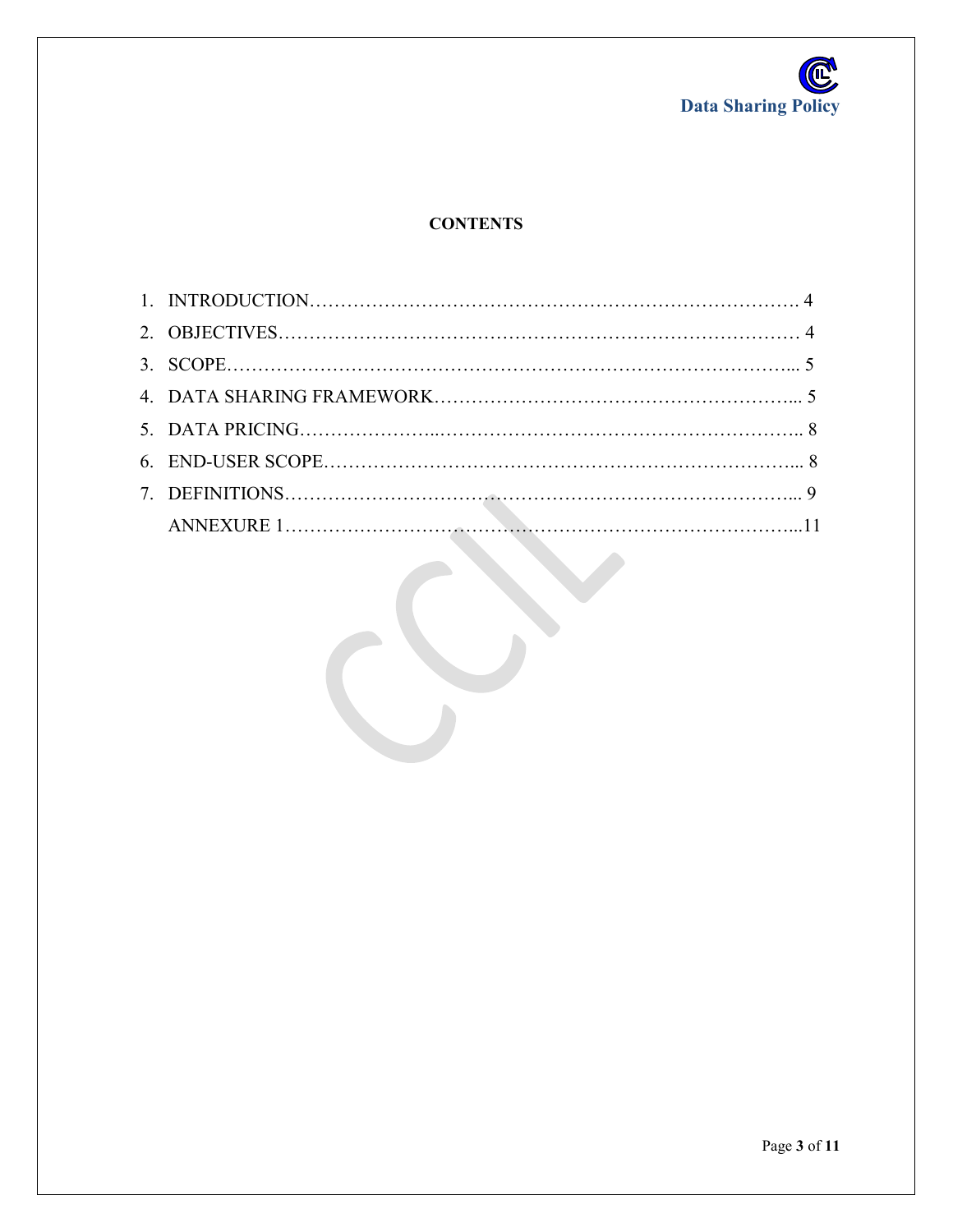# CONTENTS

1. INTRODUCTION……………………………………………………………………. 4
2. OBJECTIVES……………………………………………………………………… 4
3. SCOPE……………………………………………………………………………... 5
4. DATA SHARING FRAMEWORK………………………………………………... 5
5. DATA PRICING…………………...…………………………………………………….. 8
6. END-USER SCOPE……………………………………………………………….. 8
7. DEFINITIONS…………………………………………………………………….... 9

   ANNEXURE 1……………………………………………………………………...11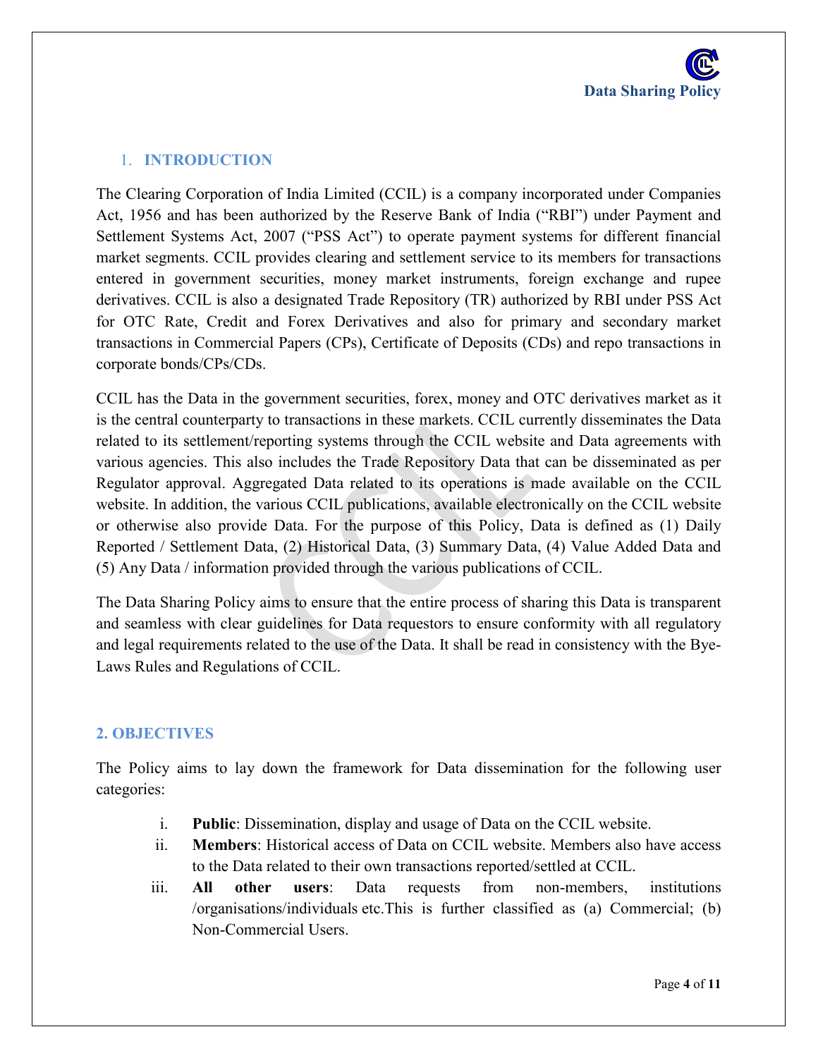## 1. INTRODUCTION

The Clearing Corporation of India Limited (CCIL) is a company incorporated under Companies Act, 1956 and has been authorized by the Reserve Bank of India ("RBI") under Payment and Settlement Systems Act, 2007 ("PSS Act") to operate payment systems for different financial market segments. CCIL provides clearing and settlement service to its members for transactions entered in government securities, money market instruments, foreign exchange and rupee derivatives. CCIL is also a designated Trade Repository (TR) authorized by RBI under PSS Act for OTC Rate, Credit and Forex Derivatives and also for primary and secondary market transactions in Commercial Papers (CPs), Certificate of Deposits (CDs) and repo transactions in corporate bonds/CPs/CDs.

CCIL has the Data in the government securities, forex, money and OTC derivatives market as it is the central counterparty to transactions in these markets. CCIL currently disseminates the Data related to its settlement/reporting systems through the CCIL website and Data agreements with various agencies. This also includes the Trade Repository Data that can be disseminated as per Regulator approval. Aggregated Data related to its operations is made available on the CCIL website. In addition, the various CCIL publications, available electronically on the CCIL website or otherwise also provide Data. For the purpose of this Policy, Data is defined as (1) Daily Reported / Settlement Data, (2) Historical Data, (3) Summary Data, (4) Value Added Data and (5) Any Data / information provided through the various publications of CCIL.

The Data Sharing Policy aims to ensure that the entire process of sharing this Data is transparent and seamless with clear guidelines for Data requestors to ensure conformity with all regulatory and legal requirements related to the use of the Data. It shall be read in consistency with the Bye-Laws Rules and Regulations of CCIL.

## 2. OBJECTIVES

The Policy aims to lay down the framework for Data dissemination for the following user categories:

i. **Public**: Dissemination, display and usage of Data on the CCIL website.

ii. **Members**: Historical access of Data on CCIL website. Members also have access to the Data related to their own transactions reported/settled at CCIL.

iii. **All other users**: Data requests from non-members, institutions /organisations/individuals etc.This is further classified as (a) Commercial; (b) Non-Commercial Users.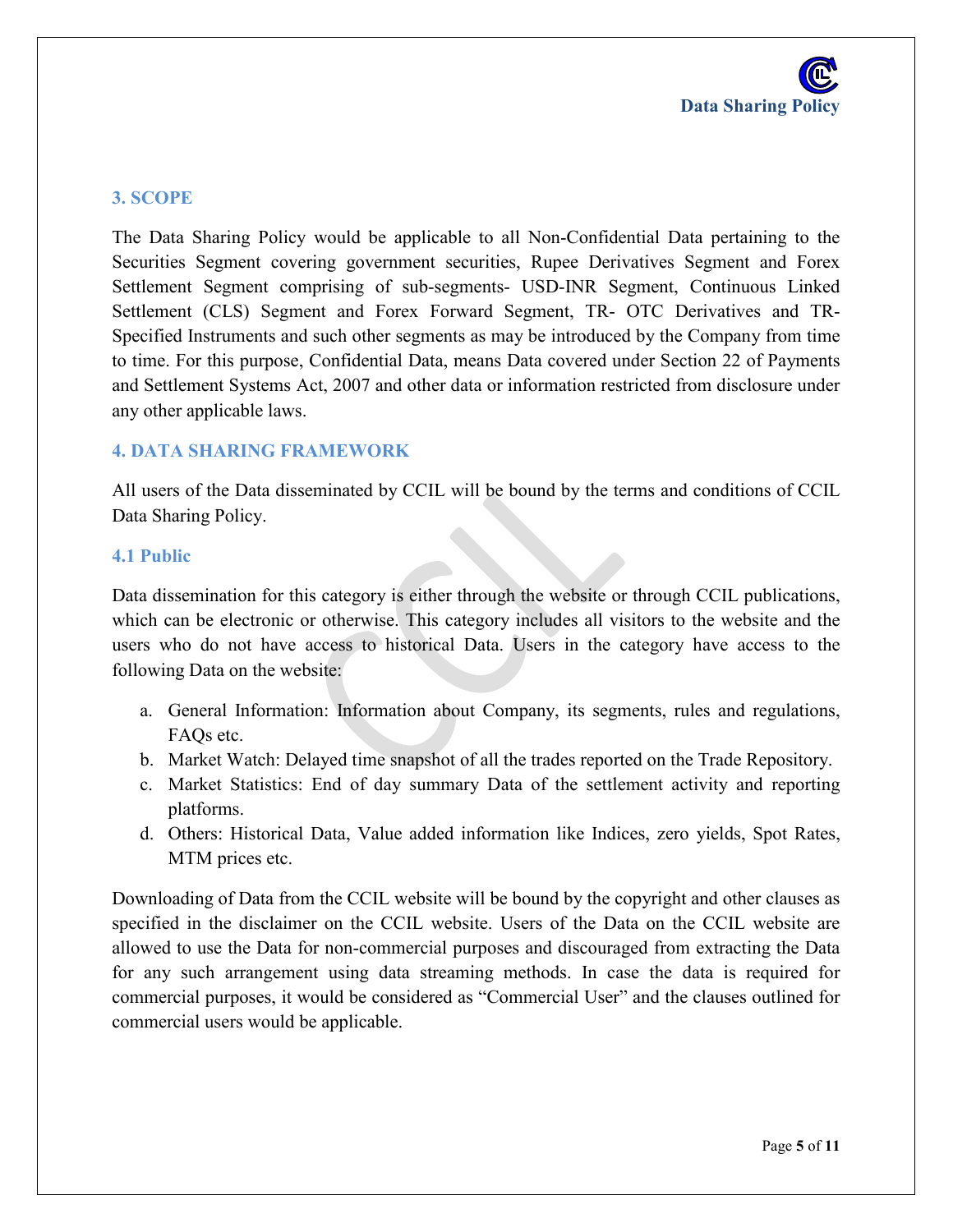## 3. SCOPE

The Data Sharing Policy would be applicable to all Non-Confidential Data pertaining to the Securities Segment covering government securities, Rupee Derivatives Segment and Forex Settlement Segment comprising of sub-segments- USD-INR Segment, Continuous Linked Settlement (CLS) Segment and Forex Forward Segment, TR- OTC Derivatives and TR-Specified Instruments and such other segments as may be introduced by the Company from time to time. For this purpose, Confidential Data, means Data covered under Section 22 of Payments and Settlement Systems Act, 2007 and other data or information restricted from disclosure under any other applicable laws.

## 4. DATA SHARING FRAMEWORK

All users of the Data disseminated by CCIL will be bound by the terms and conditions of CCIL Data Sharing Policy.

### 4.1 Public

Data dissemination for this category is either through the website or through CCIL publications, which can be electronic or otherwise. This category includes all visitors to the website and the users who do not have access to historical Data. Users in the category have access to the following Data on the website:

a. General Information: Information about Company, its segments, rules and regulations, FAQs etc.
b. Market Watch: Delayed time snapshot of all the trades reported on the Trade Repository.
c. Market Statistics: End of day summary Data of the settlement activity and reporting platforms.
d. Others: Historical Data, Value added information like Indices, zero yields, Spot Rates, MTM prices etc.

Downloading of Data from the CCIL website will be bound by the copyright and other clauses as specified in the disclaimer on the CCIL website. Users of the Data on the CCIL website are allowed to use the Data for non-commercial purposes and discouraged from extracting the Data for any such arrangement using data streaming methods. In case the data is required for commercial purposes, it would be considered as "Commercial User" and the clauses outlined for commercial users would be applicable.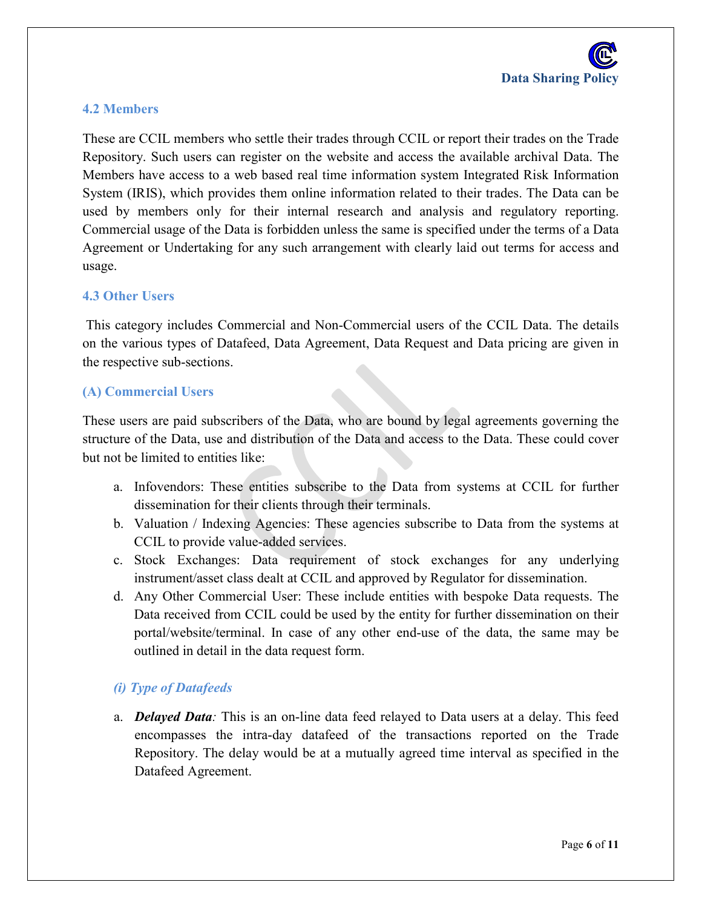### 4.2 Members

These are CCIL members who settle their trades through CCIL or report their trades on the Trade Repository. Such users can register on the website and access the available archival Data. The Members have access to a web based real time information system Integrated Risk Information System (IRIS), which provides them online information related to their trades. The Data can be used by members only for their internal research and analysis and regulatory reporting. Commercial usage of the Data is forbidden unless the same is specified under the terms of a Data Agreement or Undertaking for any such arrangement with clearly laid out terms for access and usage.

### 4.3 Other Users

This category includes Commercial and Non-Commercial users of the CCIL Data. The details on the various types of Datafeed, Data Agreement, Data Request and Data pricing are given in the respective sub-sections.

#### (A) Commercial Users

These users are paid subscribers of the Data, who are bound by legal agreements governing the structure of the Data, use and distribution of the Data and access to the Data. These could cover but not be limited to entities like:

a. Infovendors: These entities subscribe to the Data from systems at CCIL for further dissemination for their clients through their terminals.
b. Valuation / Indexing Agencies: These agencies subscribe to Data from the systems at CCIL to provide value-added services.
c. Stock Exchanges: Data requirement of stock exchanges for any underlying instrument/asset class dealt at CCIL and approved by Regulator for dissemination.
d. Any Other Commercial User: These include entities with bespoke Data requests. The Data received from CCIL could be used by the entity for further dissemination on their portal/website/terminal. In case of any other end-use of the data, the same may be outlined in detail in the data request form.

##### *(i) Type of Datafeeds*

a. ***Delayed Data****:* This is an on-line data feed relayed to Data users at a delay. This feed encompasses the intra-day datafeed of the transactions reported on the Trade Repository. The delay would be at a mutually agreed time interval as specified in the Datafeed Agreement.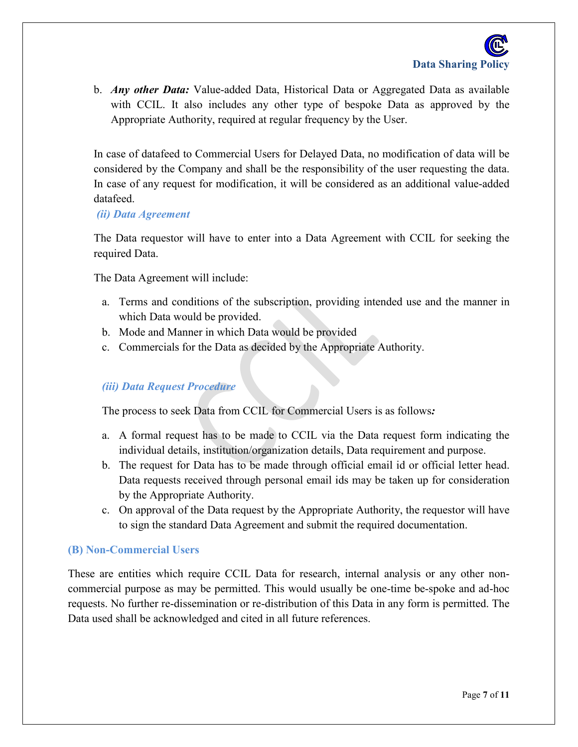b. ***Any other Data:*** Value-added Data, Historical Data or Aggregated Data as available with CCIL. It also includes any other type of bespoke Data as approved by the Appropriate Authority, required at regular frequency by the User.

In case of datafeed to Commercial Users for Delayed Data, no modification of data will be considered by the Company and shall be the responsibility of the user requesting the data. In case of any request for modification, it will be considered as an additional value-added datafeed.

#### *(ii) Data Agreement*

The Data requestor will have to enter into a Data Agreement with CCIL for seeking the required Data.

The Data Agreement will include:

a. Terms and conditions of the subscription, providing intended use and the manner in which Data would be provided.
b. Mode and Manner in which Data would be provided
c. Commercials for the Data as decided by the Appropriate Authority.

#### *(iii) Data Request Procedure*

The process to seek Data from CCIL for Commercial Users is as follows:

a. A formal request has to be made to CCIL via the Data request form indicating the individual details, institution/organization details, Data requirement and purpose.
b. The request for Data has to be made through official email id or official letter head. Data requests received through personal email ids may be taken up for consideration by the Appropriate Authority.
c. On approval of the Data request by the Appropriate Authority, the requestor will have to sign the standard Data Agreement and submit the required documentation.

### (B) Non-Commercial Users

These are entities which require CCIL Data for research, internal analysis or any other non-commercial purpose as may be permitted. This would usually be one-time be-spoke and ad-hoc requests. No further re-dissemination or re-distribution of this Data in any form is permitted. The Data used shall be acknowledged and cited in all future references.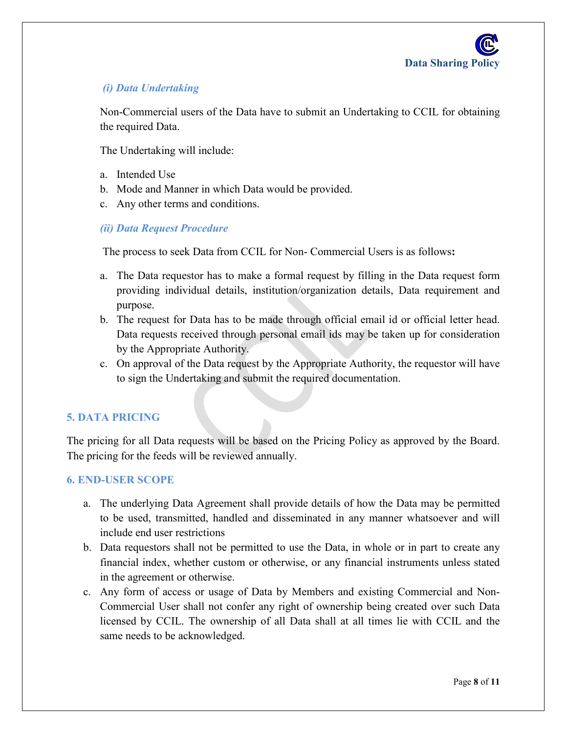### *(i) Data Undertaking*

Non-Commercial users of the Data have to submit an Undertaking to CCIL for obtaining the required Data.

The Undertaking will include:

a. Intended Use
b. Mode and Manner in which Data would be provided.
c. Any other terms and conditions.

### *(ii) Data Request Procedure*

The process to seek Data from CCIL for Non- Commercial Users is as follows**:**

a. The Data requestor has to make a formal request by filling in the Data request form providing individual details, institution/organization details, Data requirement and purpose.
b. The request for Data has to be made through official email id or official letter head. Data requests received through personal email ids may be taken up for consideration by the Appropriate Authority.
c. On approval of the Data request by the Appropriate Authority, the requestor will have to sign the Undertaking and submit the required documentation.

## 5. DATA PRICING

The pricing for all Data requests will be based on the Pricing Policy as approved by the Board. The pricing for the feeds will be reviewed annually.

## 6. END-USER SCOPE

a. The underlying Data Agreement shall provide details of how the Data may be permitted to be used, transmitted, handled and disseminated in any manner whatsoever and will include end user restrictions
b. Data requestors shall not be permitted to use the Data, in whole or in part to create any financial index, whether custom or otherwise, or any financial instruments unless stated in the agreement or otherwise.
c. Any form of access or usage of Data by Members and existing Commercial and Non-Commercial User shall not confer any right of ownership being created over such Data licensed by CCIL. The ownership of all Data shall at all times lie with CCIL and the same needs to be acknowledged.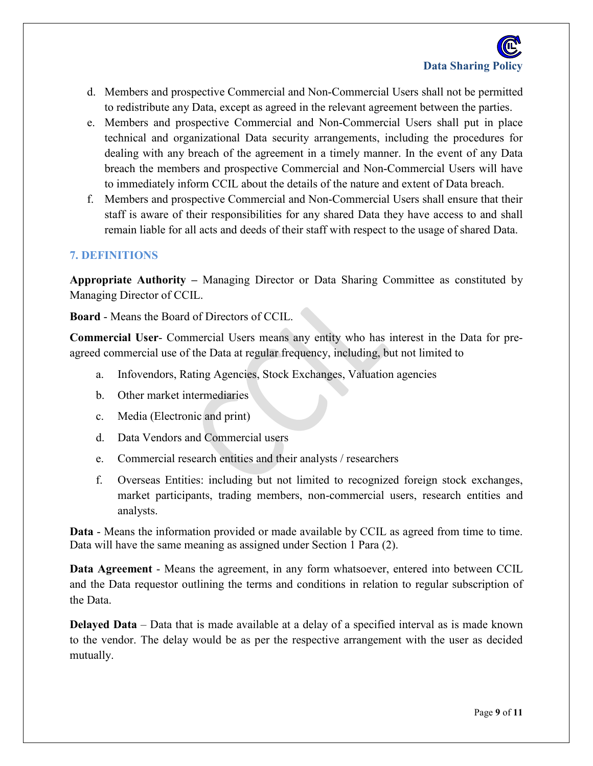d. Members and prospective Commercial and Non-Commercial Users shall not be permitted to redistribute any Data, except as agreed in the relevant agreement between the parties.

e. Members and prospective Commercial and Non-Commercial Users shall put in place technical and organizational Data security arrangements, including the procedures for dealing with any breach of the agreement in a timely manner. In the event of any Data breach the members and prospective Commercial and Non-Commercial Users will have to immediately inform CCIL about the details of the nature and extent of Data breach.

f. Members and prospective Commercial and Non-Commercial Users shall ensure that their staff is aware of their responsibilities for any shared Data they have access to and shall remain liable for all acts and deeds of their staff with respect to the usage of shared Data.

## 7. DEFINITIONS

**Appropriate Authority –** Managing Director or Data Sharing Committee as constituted by Managing Director of CCIL.

**Board** - Means the Board of Directors of CCIL.

**Commercial User**- Commercial Users means any entity who has interest in the Data for pre-agreed commercial use of the Data at regular frequency, including, but not limited to

a. Infovendors, Rating Agencies, Stock Exchanges, Valuation agencies

b. Other market intermediaries

c. Media (Electronic and print)

d. Data Vendors and Commercial users

e. Commercial research entities and their analysts / researchers

f. Overseas Entities: including but not limited to recognized foreign stock exchanges, market participants, trading members, non-commercial users, research entities and analysts.

**Data** - Means the information provided or made available by CCIL as agreed from time to time. Data will have the same meaning as assigned under Section 1 Para (2).

**Data Agreement** - Means the agreement, in any form whatsoever, entered into between CCIL and the Data requestor outlining the terms and conditions in relation to regular subscription of the Data.

**Delayed Data** – Data that is made available at a delay of a specified interval as is made known to the vendor. The delay would be as per the respective arrangement with the user as decided mutually.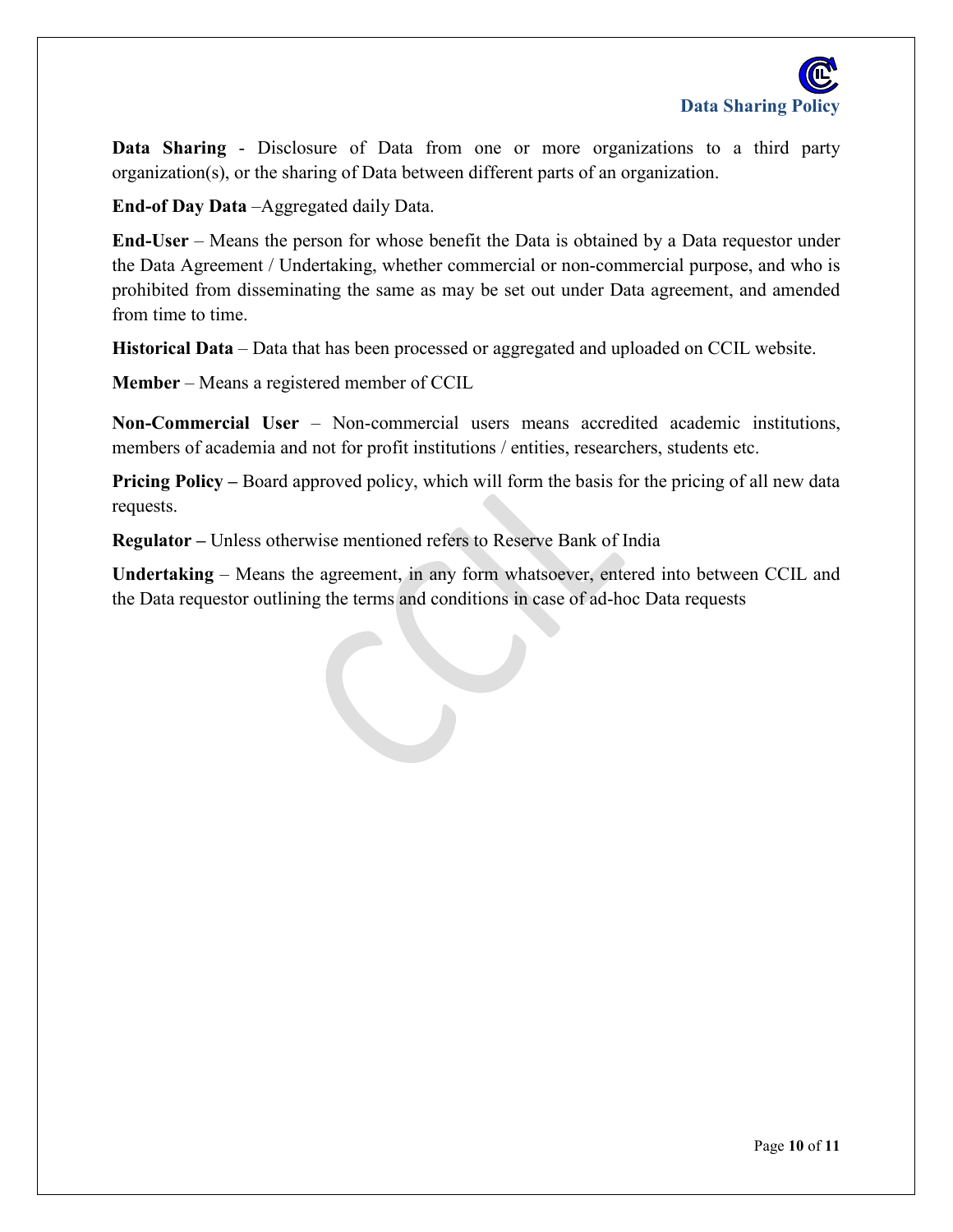**Data Sharing** - Disclosure of Data from one or more organizations to a third party organization(s), or the sharing of Data between different parts of an organization.

**End-of Day Data** –Aggregated daily Data.

**End-User** – Means the person for whose benefit the Data is obtained by a Data requestor under the Data Agreement / Undertaking, whether commercial or non-commercial purpose, and who is prohibited from disseminating the same as may be set out under Data agreement, and amended from time to time.

**Historical Data** – Data that has been processed or aggregated and uploaded on CCIL website.

**Member** – Means a registered member of CCIL

**Non-Commercial User** – Non-commercial users means accredited academic institutions, members of academia and not for profit institutions / entities, researchers, students etc.

**Pricing Policy –** Board approved policy, which will form the basis for the pricing of all new data requests.

**Regulator –** Unless otherwise mentioned refers to Reserve Bank of India

**Undertaking** – Means the agreement, in any form whatsoever, entered into between CCIL and the Data requestor outlining the terms and conditions in case of ad-hoc Data requests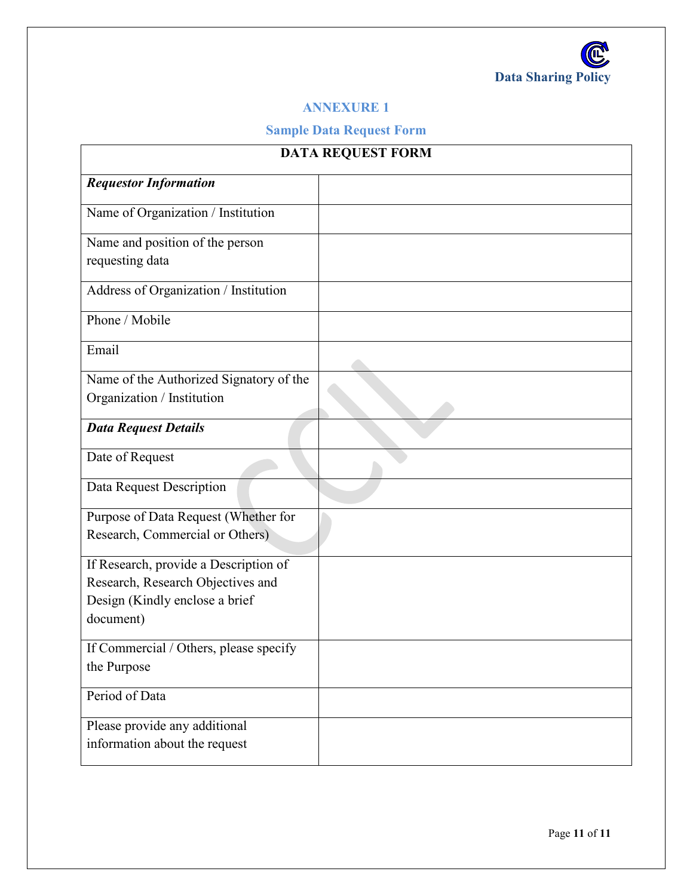## ANNEXURE 1

### Sample Data Request Form

| DATA REQUEST FORM | |
|---|---|
| ***Requestor Information*** | |
| Name of Organization / Institution | |
| Name and position of the person requesting data | |
| Address of Organization / Institution | |
| Phone / Mobile | |
| Email | |
| Name of the Authorized Signatory of the Organization / Institution | |
| ***Data Request Details*** | |
| Date of Request | |
| Data Request Description | |
| Purpose of Data Request (Whether for Research, Commercial or Others) | |
| If Research, provide a Description of Research, Research Objectives and Design (Kindly enclose a brief document) | |
| If Commercial / Others, please specify the Purpose | |
| Period of Data | |
| Please provide any additional information about the request | |